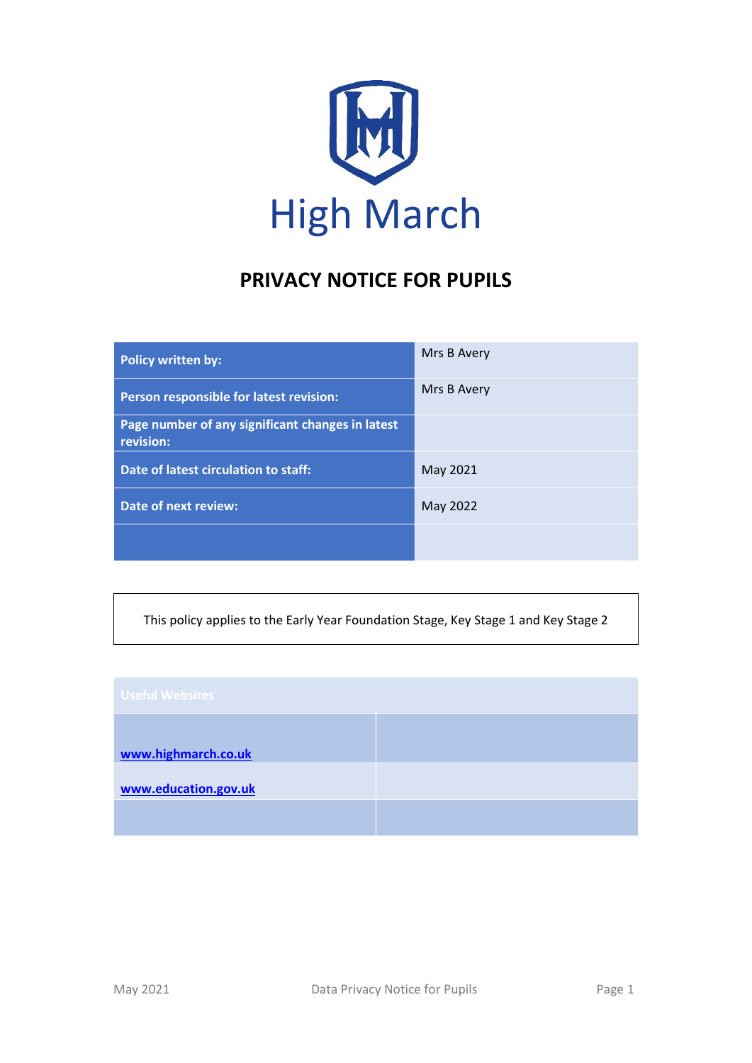High March

# PRIVACY NOTICE FOR PUPILS

| | |
|---|---|
| **Policy written by:** | Mrs B Avery |
| **Person responsible for latest revision:** | Mrs B Avery |
| **Page number of any significant changes in latest revision:** | |
| **Date of latest circulation to staff:** | May 2021 |
| **Date of next review:** | May 2022 |
| | |

This policy applies to the Early Year Foundation Stage, Key Stage 1 and Key Stage 2

| Useful Websites | |
|---|---|
| www.highmarch.co.uk | |
| www.education.gov.uk | |
| | |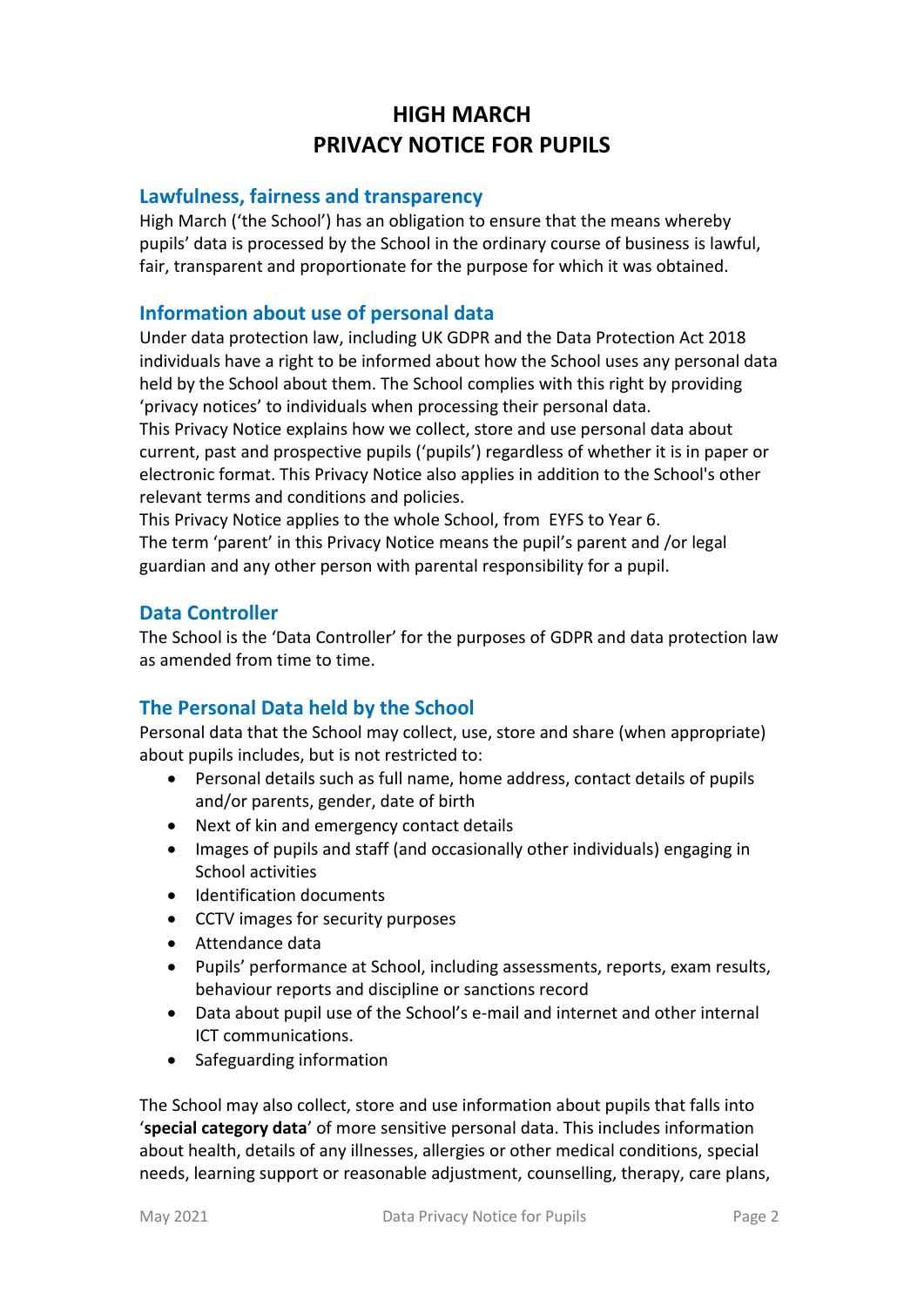# HIGH MARCH
# PRIVACY NOTICE FOR PUPILS

## Lawfulness, fairness and transparency

High March ('the School') has an obligation to ensure that the means whereby pupils' data is processed by the School in the ordinary course of business is lawful, fair, transparent and proportionate for the purpose for which it was obtained.

## Information about use of personal data

Under data protection law, including UK GDPR and the Data Protection Act 2018 individuals have a right to be informed about how the School uses any personal data held by the School about them. The School complies with this right by providing 'privacy notices' to individuals when processing their personal data.

This Privacy Notice explains how we collect, store and use personal data about current, past and prospective pupils ('pupils') regardless of whether it is in paper or electronic format. This Privacy Notice also applies in addition to the School's other relevant terms and conditions and policies.

This Privacy Notice applies to the whole School, from EYFS to Year 6.

The term 'parent' in this Privacy Notice means the pupil's parent and /or legal guardian and any other person with parental responsibility for a pupil.

## Data Controller

The School is the 'Data Controller' for the purposes of GDPR and data protection law as amended from time to time.

## The Personal Data held by the School

Personal data that the School may collect, use, store and share (when appropriate) about pupils includes, but is not restricted to:

- Personal details such as full name, home address, contact details of pupils and/or parents, gender, date of birth
- Next of kin and emergency contact details
- Images of pupils and staff (and occasionally other individuals) engaging in School activities
- Identification documents
- CCTV images for security purposes
- Attendance data
- Pupils' performance at School, including assessments, reports, exam results, behaviour reports and discipline or sanctions record
- Data about pupil use of the School's e-mail and internet and other internal ICT communications.
- Safeguarding information

The School may also collect, store and use information about pupils that falls into '**special category data**' of more sensitive personal data. This includes information about health, details of any illnesses, allergies or other medical conditions, special needs, learning support or reasonable adjustment, counselling, therapy, care plans,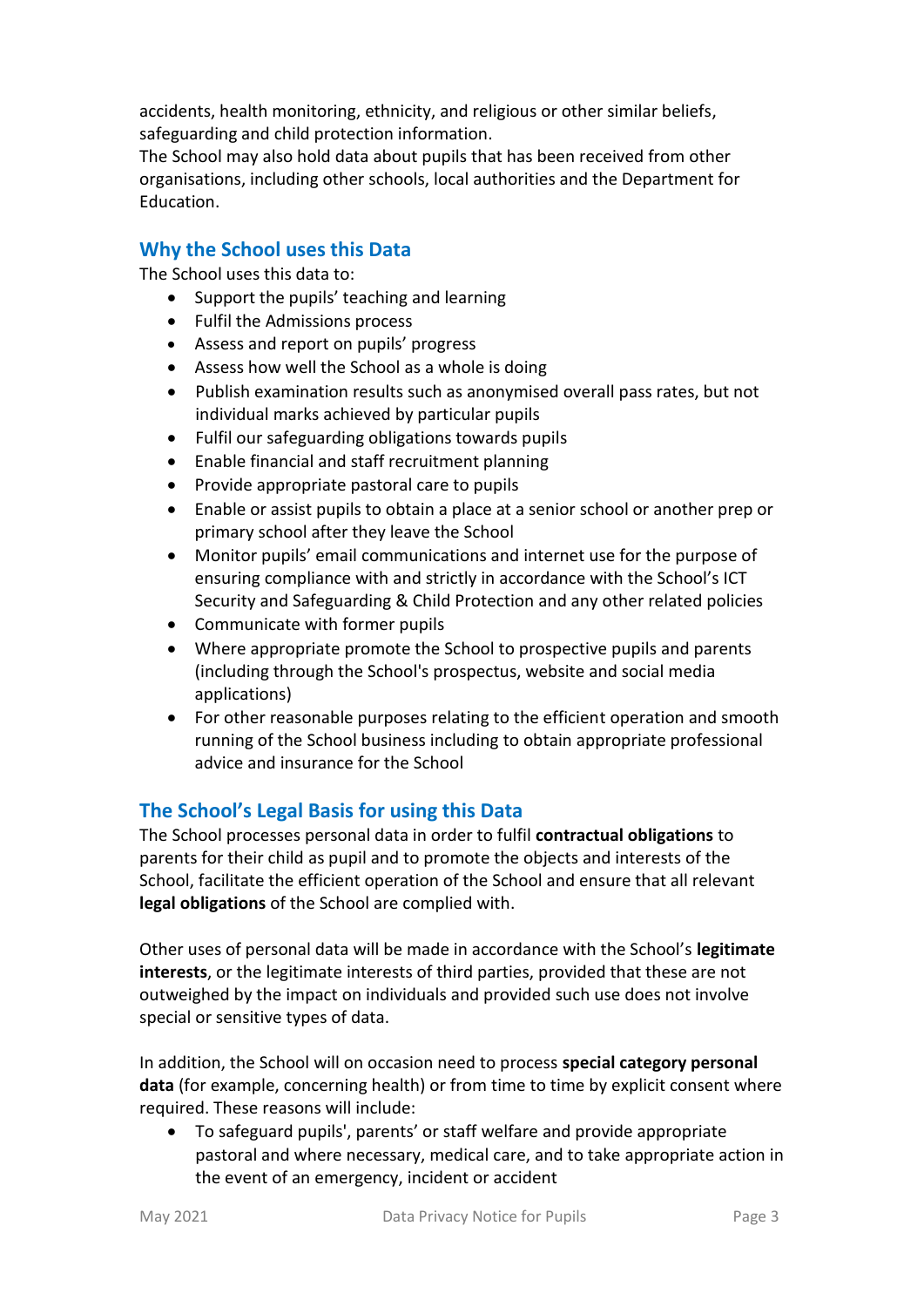accidents, health monitoring, ethnicity, and religious or other similar beliefs, safeguarding and child protection information.
The School may also hold data about pupils that has been received from other organisations, including other schools, local authorities and the Department for Education.

## Why the School uses this Data

The School uses this data to:

- Support the pupils' teaching and learning
- Fulfil the Admissions process
- Assess and report on pupils' progress
- Assess how well the School as a whole is doing
- Publish examination results such as anonymised overall pass rates, but not individual marks achieved by particular pupils
- Fulfil our safeguarding obligations towards pupils
- Enable financial and staff recruitment planning
- Provide appropriate pastoral care to pupils
- Enable or assist pupils to obtain a place at a senior school or another prep or primary school after they leave the School
- Monitor pupils' email communications and internet use for the purpose of ensuring compliance with and strictly in accordance with the School's ICT Security and Safeguarding & Child Protection and any other related policies
- Communicate with former pupils
- Where appropriate promote the School to prospective pupils and parents (including through the School's prospectus, website and social media applications)
- For other reasonable purposes relating to the efficient operation and smooth running of the School business including to obtain appropriate professional advice and insurance for the School

## The School's Legal Basis for using this Data

The School processes personal data in order to fulfil **contractual obligations** to parents for their child as pupil and to promote the objects and interests of the School, facilitate the efficient operation of the School and ensure that all relevant **legal obligations** of the School are complied with.

Other uses of personal data will be made in accordance with the School's **legitimate interests**, or the legitimate interests of third parties, provided that these are not outweighed by the impact on individuals and provided such use does not involve special or sensitive types of data.

In addition, the School will on occasion need to process **special category personal data** (for example, concerning health) or from time to time by explicit consent where required. These reasons will include:

- To safeguard pupils', parents' or staff welfare and provide appropriate pastoral and where necessary, medical care, and to take appropriate action in the event of an emergency, incident or accident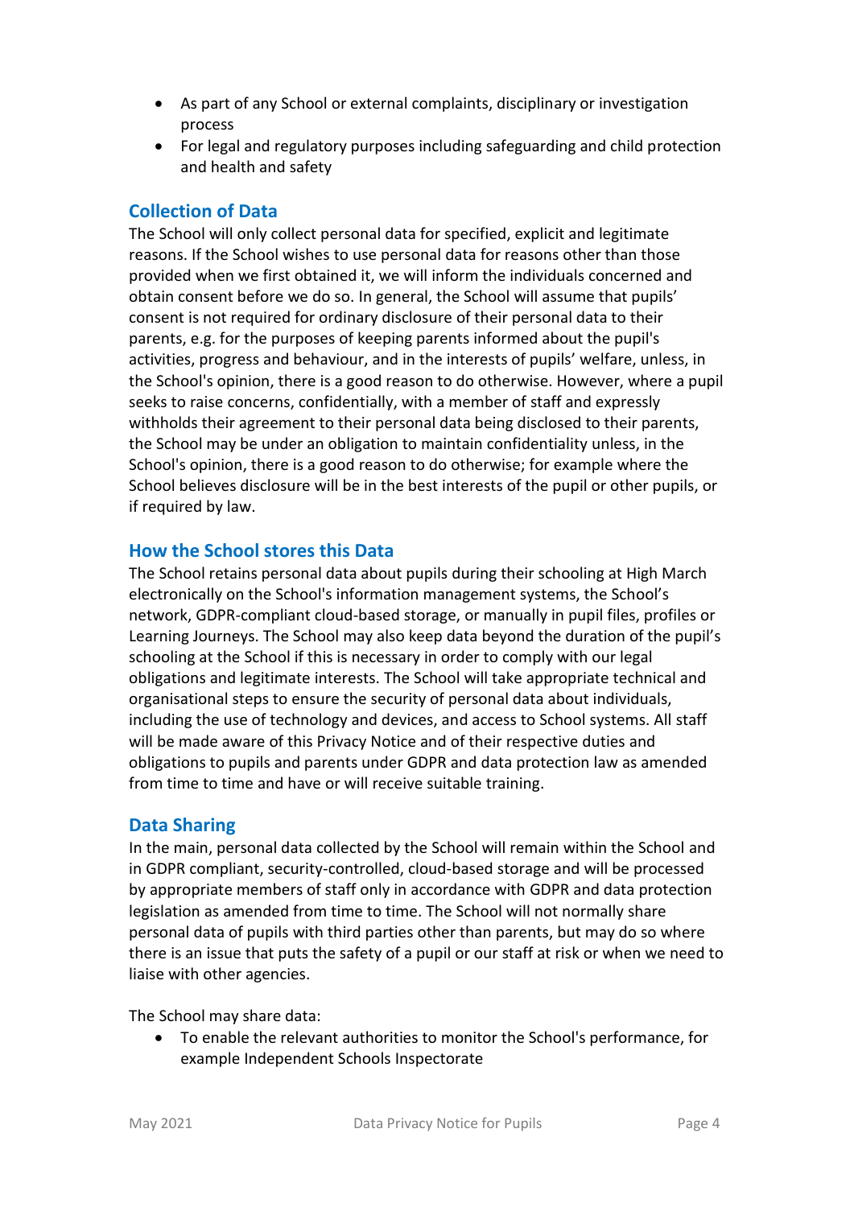- As part of any School or external complaints, disciplinary or investigation process
- For legal and regulatory purposes including safeguarding and child protection and health and safety

## Collection of Data

The School will only collect personal data for specified, explicit and legitimate reasons. If the School wishes to use personal data for reasons other than those provided when we first obtained it, we will inform the individuals concerned and obtain consent before we do so. In general, the School will assume that pupils' consent is not required for ordinary disclosure of their personal data to their parents, e.g. for the purposes of keeping parents informed about the pupil's activities, progress and behaviour, and in the interests of pupils' welfare, unless, in the School's opinion, there is a good reason to do otherwise. However, where a pupil seeks to raise concerns, confidentially, with a member of staff and expressly withholds their agreement to their personal data being disclosed to their parents, the School may be under an obligation to maintain confidentiality unless, in the School's opinion, there is a good reason to do otherwise; for example where the School believes disclosure will be in the best interests of the pupil or other pupils, or if required by law.

## How the School stores this Data

The School retains personal data about pupils during their schooling at High March electronically on the School's information management systems, the School's network, GDPR-compliant cloud-based storage, or manually in pupil files, profiles or Learning Journeys. The School may also keep data beyond the duration of the pupil's schooling at the School if this is necessary in order to comply with our legal obligations and legitimate interests. The School will take appropriate technical and organisational steps to ensure the security of personal data about individuals, including the use of technology and devices, and access to School systems. All staff will be made aware of this Privacy Notice and of their respective duties and obligations to pupils and parents under GDPR and data protection law as amended from time to time and have or will receive suitable training.

## Data Sharing

In the main, personal data collected by the School will remain within the School and in GDPR compliant, security-controlled, cloud-based storage and will be processed by appropriate members of staff only in accordance with GDPR and data protection legislation as amended from time to time. The School will not normally share personal data of pupils with third parties other than parents, but may do so where there is an issue that puts the safety of a pupil or our staff at risk or when we need to liaise with other agencies.

The School may share data:

- To enable the relevant authorities to monitor the School's performance, for example Independent Schools Inspectorate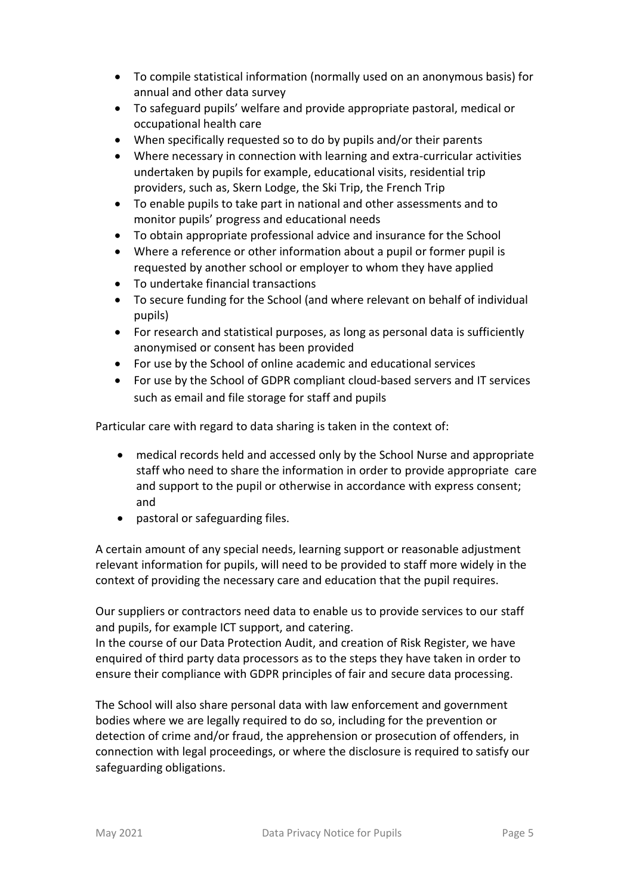- To compile statistical information (normally used on an anonymous basis) for annual and other data survey
- To safeguard pupils' welfare and provide appropriate pastoral, medical or occupational health care
- When specifically requested so to do by pupils and/or their parents
- Where necessary in connection with learning and extra-curricular activities undertaken by pupils for example, educational visits, residential trip providers, such as, Skern Lodge, the Ski Trip, the French Trip
- To enable pupils to take part in national and other assessments and to monitor pupils' progress and educational needs
- To obtain appropriate professional advice and insurance for the School
- Where a reference or other information about a pupil or former pupil is requested by another school or employer to whom they have applied
- To undertake financial transactions
- To secure funding for the School (and where relevant on behalf of individual pupils)
- For research and statistical purposes, as long as personal data is sufficiently anonymised or consent has been provided
- For use by the School of online academic and educational services
- For use by the School of GDPR compliant cloud-based servers and IT services such as email and file storage for staff and pupils

Particular care with regard to data sharing is taken in the context of:

- medical records held and accessed only by the School Nurse and appropriate staff who need to share the information in order to provide appropriate care and support to the pupil or otherwise in accordance with express consent; and
- pastoral or safeguarding files.

A certain amount of any special needs, learning support or reasonable adjustment relevant information for pupils, will need to be provided to staff more widely in the context of providing the necessary care and education that the pupil requires.

Our suppliers or contractors need data to enable us to provide services to our staff and pupils, for example ICT support, and catering.
In the course of our Data Protection Audit, and creation of Risk Register, we have enquired of third party data processors as to the steps they have taken in order to ensure their compliance with GDPR principles of fair and secure data processing.

The School will also share personal data with law enforcement and government bodies where we are legally required to do so, including for the prevention or detection of crime and/or fraud, the apprehension or prosecution of offenders, in connection with legal proceedings, or where the disclosure is required to satisfy our safeguarding obligations.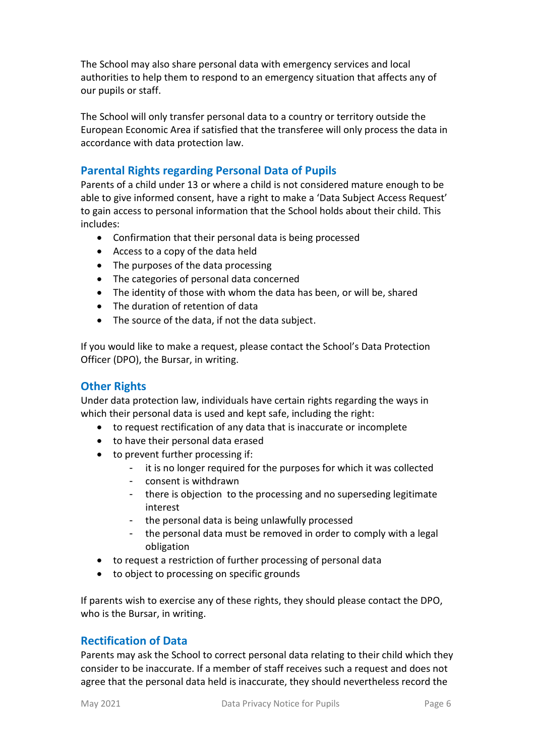The School may also share personal data with emergency services and local authorities to help them to respond to an emergency situation that affects any of our pupils or staff.

The School will only transfer personal data to a country or territory outside the European Economic Area if satisfied that the transferee will only process the data in accordance with data protection law.

## Parental Rights regarding Personal Data of Pupils

Parents of a child under 13 or where a child is not considered mature enough to be able to give informed consent, have a right to make a 'Data Subject Access Request' to gain access to personal information that the School holds about their child. This includes:

- Confirmation that their personal data is being processed
- Access to a copy of the data held
- The purposes of the data processing
- The categories of personal data concerned
- The identity of those with whom the data has been, or will be, shared
- The duration of retention of data
- The source of the data, if not the data subject.

If you would like to make a request, please contact the School's Data Protection Officer (DPO), the Bursar, in writing.

## Other Rights

Under data protection law, individuals have certain rights regarding the ways in which their personal data is used and kept safe, including the right:

- to request rectification of any data that is inaccurate or incomplete
- to have their personal data erased
- to prevent further processing if:
    - it is no longer required for the purposes for which it was collected
    - consent is withdrawn
    - there is objection to the processing and no superseding legitimate interest
    - the personal data is being unlawfully processed
    - the personal data must be removed in order to comply with a legal obligation
- to request a restriction of further processing of personal data
- to object to processing on specific grounds

If parents wish to exercise any of these rights, they should please contact the DPO, who is the Bursar, in writing.

## Rectification of Data

Parents may ask the School to correct personal data relating to their child which they consider to be inaccurate. If a member of staff receives such a request and does not agree that the personal data held is inaccurate, they should nevertheless record the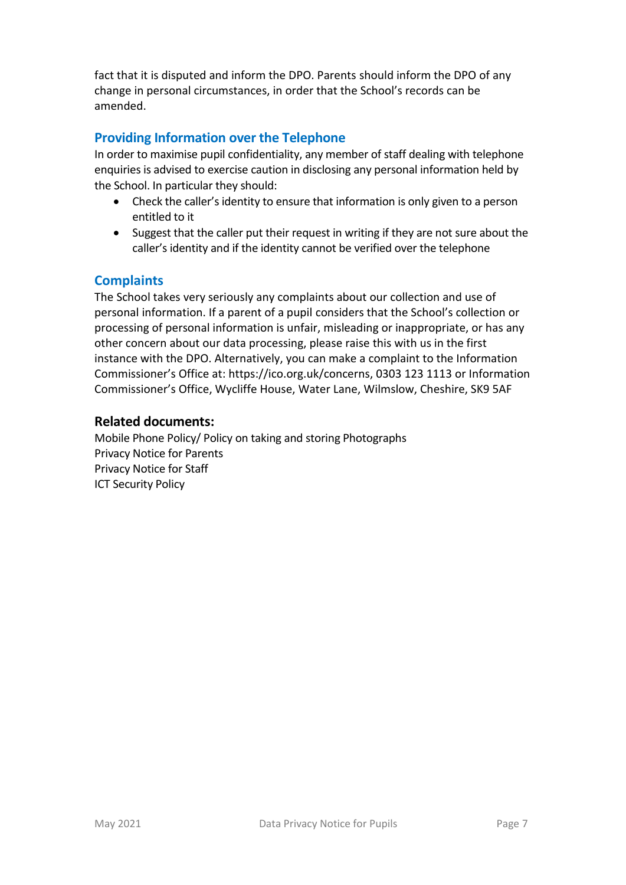fact that it is disputed and inform the DPO. Parents should inform the DPO of any change in personal circumstances, in order that the School's records can be amended.

## Providing Information over the Telephone

In order to maximise pupil confidentiality, any member of staff dealing with telephone enquiries is advised to exercise caution in disclosing any personal information held by the School. In particular they should:

- Check the caller's identity to ensure that information is only given to a person entitled to it
- Suggest that the caller put their request in writing if they are not sure about the caller's identity and if the identity cannot be verified over the telephone

## Complaints

The School takes very seriously any complaints about our collection and use of personal information. If a parent of a pupil considers that the School's collection or processing of personal information is unfair, misleading or inappropriate, or has any other concern about our data processing, please raise this with us in the first instance with the DPO. Alternatively, you can make a complaint to the Information Commissioner's Office at: https://ico.org.uk/concerns, 0303 123 1113 or Information Commissioner's Office, Wycliffe House, Water Lane, Wilmslow, Cheshire, SK9 5AF

**Related documents:**

Mobile Phone Policy/ Policy on taking and storing Photographs
Privacy Notice for Parents
Privacy Notice for Staff
ICT Security Policy